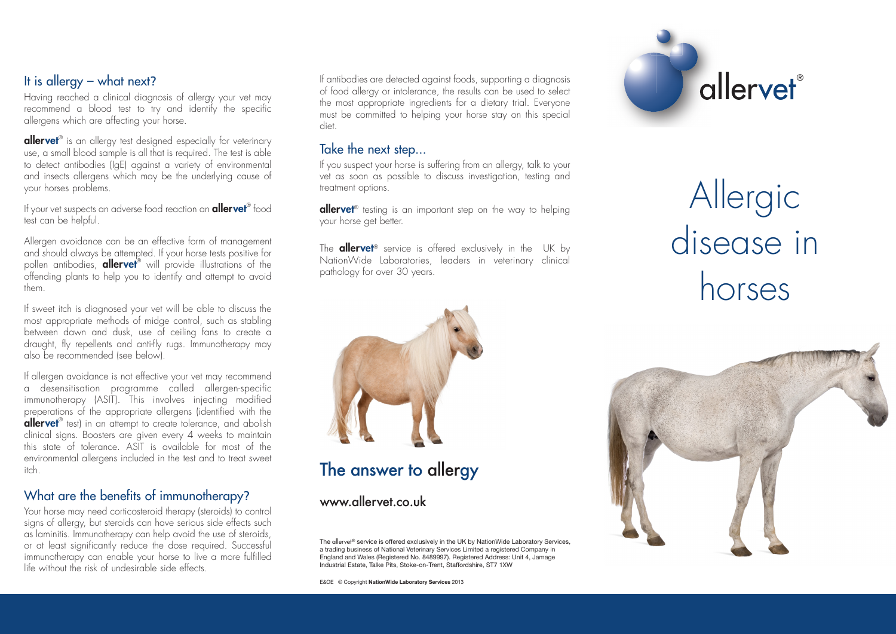## It is allergy – what next?

Having reached a clinical diagnosis of allergy your vet may recommend a blood test to try and identify the specific allergens which are affecting your horse.

**allervet**® is an allergy test designed especially for veterinary use, a small blood sample is all that is required. The test is able to detect antibodies (IgE) against a variety of environmental and insects allergens which may be the underlying cause of your horses problems.

If your vet suspects an adverse food reaction an **allervet**® food test can be helpful.

Allergen avoidance can be an effective form of management and should always be attempted. If your horse tests positive for pollen antibodies, **allervet**® will provide illustrations of the offending plants to help you to identify and attempt to avoid them.

If sweet itch is diagnosed your vet will be able to discuss the most appropriate methods of midge control, such as stabling between dawn and dusk, use of ceiling fans to create a draught, fly repellents and anti-fly rugs. Immunotherapy may also be recommended (see below).

If allergen avoidance is not effective your vet may recommend a desensitisation programme called allergen-specific immunotherapy (ASIT). This involves injecting modified preperations of the appropriate allergens (identified with the **allervet**® test) in an attempt to create tolerance, and abolish clinical signs. Boosters are given every 4 weeks to maintain this state of tolerance. ASIT is available for most of the environmental allergens included in the test and to treat sweet itch.

## What are the benefits of immunotherapy?

Your horse may need corticosteroid therapy (steroids) to control signs of allergy, but steroids can have serious side effects such as laminitis. Immunotherapy can help avoid the use of steroids, or at least significantly reduce the dose required. Successful immunotherapy can enable your horse to live a more fulfilled life without the risk of undesirable side effects.

If antibodies are detected against foods, supporting a diagnosis of food allergy or intolerance, the results can be used to select the most appropriate ingredients for a dietary trial. Everyone must be committed to helping your horse stay on this special diet.

## Take the next step...

If you suspect your horse is suffering from an allergy, talk to your vet as soon as possible to discuss investigation, testing and treatment options.

**allervet**® testing is an important step on the way to helping your horse get better.

The **allervet**® service is offered exclusively in the UK by NationWide Laboratories, leaders in veterinary clinical pathology for over 30 years.

## The answer to allergy

www.allervet.co.uk

The allervet® service is offered exclusively in the UK by NationWide Laboratory Services, a trading business of National Veterinary Services Limited a registered Company in England and Wales (Registered No. 8489997). Registered Address: Unit 4, Jamage Industrial Estate, Talke Pits, Stoke-on-Trent, Staffordshire, ST7 1XW

E&OE © Copyright **NationWide Laboratory Services** 2013

allervet®

# Allergic disease in horses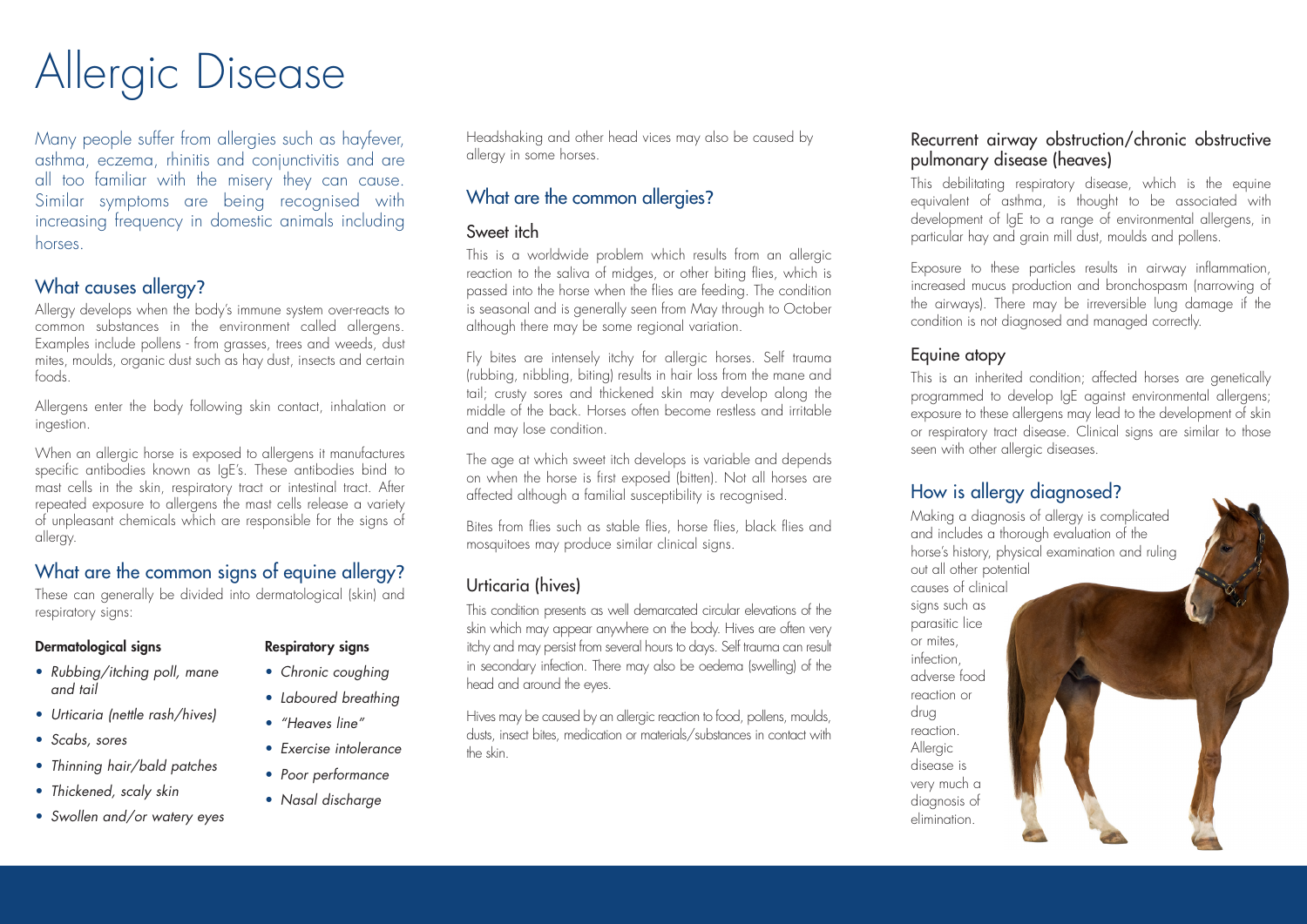# Allergic Disease

Many people suffer from allergies such as hayfever, asthma, eczema, rhinitis and conjunctivitis and are all too familiar with the misery they can cause. Similar symptoms are being recognised with increasing frequency in domestic animals including horses.

## What causes allergy?

Allergy develops when the body's immune system over-reacts to common substances in the environment called allergens. Examples include pollens - from grasses, trees and weeds, dust mites, moulds, organic dust such as hay dust, insects and certain foods.

Allergens enter the body following skin contact, inhalation or ingestion.

When an allergic horse is exposed to allergens it manufactures specific antibodies known as IgE's. These antibodies bind to mast cells in the skin, respiratory tract or intestinal tract. After repeated exposure to allergens the mast cells release a variety of unpleasant chemicals which are responsible for the signs of allergy.

## What are the common signs of equine allergy?

These can generally be divided into dermatological (skin) and respiratory signs:

**Dermatological signs**

- *Rubbing/itching poll, mane and tail*
- *Urticaria (nettle rash/hives)*
- *Scabs, sores*
- *Thinning hair/bald patches*
- *Thickened, scaly skin*
- *Swollen and/or watery eyes*

**Respiratory signs**

- *Chronic coughing*
- *Laboured breathing*
- *"Heaves line"*
- *Exercise intolerance*
- *Poor performance*
- *Nasal discharge*

Headshaking and other head vices may also be caused by allergy in some horses.

## What are the common allergies?

### Sweet itch

This is a worldwide problem which results from an allergic reaction to the saliva of midges, or other biting flies, which is passed into the horse when the flies are feeding. The condition is seasonal and is generally seen from May through to October although there may be some regional variation.

Fly bites are intensely itchy for allergic horses. Self trauma (rubbing, nibbling, biting) results in hair loss from the mane and tail; crusty sores and thickened skin may develop along the middle of the back. Horses often become restless and irritable and may lose condition.

The age at which sweet itch develops is variable and depends on when the horse is first exposed (bitten). Not all horses are affected although a familial susceptibility is recognised.

Bites from flies such as stable flies, horse flies, black flies and mosquitoes may produce similar clinical signs.

### Urticaria (hives)

This condition presents as well demarcated circular elevations of the skin which may appear anywhere on the body. Hives are often very itchy and may persist from several hours to days. Self trauma can result in secondary infection. There may also be oedema (swelling) of the head and around the eyes.

Hives may be caused by an allergic reaction to food, pollens, moulds, dusts, insect bites, medication or materials/substances in contact with the skin.

### Recurrent airway obstruction/chronic obstructive pulmonary disease (heaves)

This debilitating respiratory disease, which is the equine equivalent of asthma, is thought to be associated with development of IgE to a range of environmental allergens, in particular hay and grain mill dust, moulds and pollens.

Exposure to these particles results in airway inflammation, increased mucus production and bronchospasm (narrowing of the airways). There may be irreversible lung damage if the condition is not diagnosed and managed correctly.

### Equine atopy

This is an inherited condition; affected horses are genetically programmed to develop IgE against environmental allergens; exposure to these allergens may lead to the development of skin or respiratory tract disease. Clinical signs are similar to those seen with other allergic diseases.

## How is allergy diagnosed?

Making a diagnosis of allergy is complicated and includes a thorough evaluation of the horse's history, physical examination and ruling out all other potential causes of clinical signs such as parasitic lice or mites, infection, adverse food reaction or drug reaction. Allergic disease is very much a diagnosis of elimination.